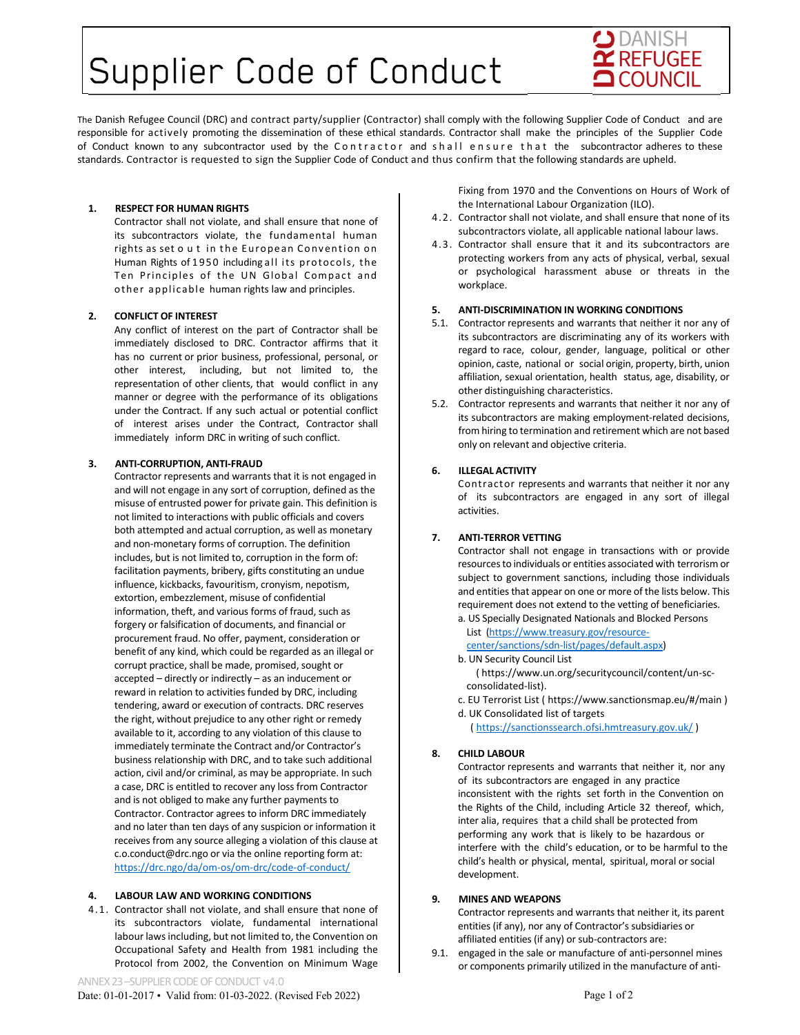# Supplier Code of Conduct

DANISH REFUGEE COUNCIL

The Danish Refugee Council (DRC) and contract party/supplier (Contractor) shall comply with the following Supplier Code of Conduct and are responsible for actively promoting the dissemination of these ethical standards. Contractor shall make the principles of the Supplier Code of Conduct known to any subcontractor used by the Contractor and shall ensure that the subcontractor adheres to these standards. Contractor is requested to sign the Supplier Code of Conduct and thus confirm that the following standards are upheld.

**1. RESPECT FOR HUMAN RIGHTS**

Contractor shall not violate, and shall ensure that none of its subcontractors violate, the fundamental human rights as set out in the European Convention on Human Rights of 1950 including all its protocols, the Ten Principles of the UN Global Compact and other applicable human rights law and principles.

**2. CONFLICT OF INTEREST**

Any conflict of interest on the part of Contractor shall be immediately disclosed to DRC. Contractor affirms that it has no current or prior business, professional, personal, or other interest, including, but not limited to, the representation of other clients, that would conflict in any manner or degree with the performance of its obligations under the Contract. If any such actual or potential conflict of interest arises under the Contract, Contractor shall immediately inform DRC in writing of such conflict.

**3. ANTI-CORRUPTION, ANTI-FRAUD**

Contractor represents and warrants that it is not engaged in and will not engage in any sort of corruption, defined as the misuse of entrusted power for private gain. This definition is not limited to interactions with public officials and covers both attempted and actual corruption, as well as monetary and non-monetary forms of corruption. The definition includes, but is not limited to, corruption in the form of: facilitation payments, bribery, gifts constituting an undue influence, kickbacks, favouritism, cronyism, nepotism, extortion, embezzlement, misuse of confidential information, theft, and various forms of fraud, such as forgery or falsification of documents, and financial or procurement fraud. No offer, payment, consideration or benefit of any kind, which could be regarded as an illegal or corrupt practice, shall be made, promised, sought or accepted – directly or indirectly – as an inducement or reward in relation to activities funded by DRC, including tendering, award or execution of contracts. DRC reserves the right, without prejudice to any other right or remedy available to it, according to any violation of this clause to immediately terminate the Contract and/or Contractor's business relationship with DRC, and to take such additional action, civil and/or criminal, as may be appropriate. In such a case, DRC is entitled to recover any loss from Contractor and is not obliged to make any further payments to Contractor. Contractor agrees to inform DRC immediately and no later than ten days of any suspicion or information it receives from any source alleging a violation of this clause at c.o.conduct@drc.ngo or via the online reporting form at: https://drc.ngo/da/om-os/om-drc/code-of-conduct/

**4. LABOUR LAW AND WORKING CONDITIONS**

4.1. Contractor shall not violate, and shall ensure that none of its subcontractors violate, fundamental international labour laws including, but not limited to, the Convention on Occupational Safety and Health from 1981 including the Protocol from 2002, the Convention on Minimum Wage Fixing from 1970 and the Conventions on Hours of Work of the International Labour Organization (ILO).

4.2. Contractor shall not violate, and shall ensure that none of its subcontractors violate, all applicable national labour laws.

4.3. Contractor shall ensure that it and its subcontractors are protecting workers from any acts of physical, verbal, sexual or psychological harassment abuse or threats in the workplace.

**5. ANTI-DISCRIMINATION IN WORKING CONDITIONS**

5.1. Contractor represents and warrants that neither it nor any of its subcontractors are discriminating any of its workers with regard to race, colour, gender, language, political or other opinion, caste, national or social origin, property, birth, union affiliation, sexual orientation, health status, age, disability, or other distinguishing characteristics.

5.2. Contractor represents and warrants that neither it nor any of its subcontractors are making employment-related decisions, from hiring to termination and retirement which are not based only on relevant and objective criteria.

**6. ILLEGAL ACTIVITY**

Contractor represents and warrants that neither it nor any of its subcontractors are engaged in any sort of illegal activities.

**7. ANTI-TERROR VETTING**

Contractor shall not engage in transactions with or provide resources to individuals or entities associated with terrorism or subject to government sanctions, including those individuals and entities that appear on one or more of the lists below. This requirement does not extend to the vetting of beneficiaries.

a. US Specially Designated Nationals and Blocked Persons List (https://www.treasury.gov/resource-center/sanctions/sdn-list/pages/default.aspx)

b. UN Security Council List ( https://www.un.org/securitycouncil/content/un-sc-consolidated-list).

c. EU Terrorist List ( https://www.sanctionsmap.eu/#/main )

d. UK Consolidated list of targets ( https://sanctionssearch.ofsi.hmtreasury.gov.uk/ )

**8. CHILD LABOUR**

Contractor represents and warrants that neither it, nor any of its subcontractors are engaged in any practice inconsistent with the rights set forth in the Convention on the Rights of the Child, including Article 32 thereof, which, inter alia, requires that a child shall be protected from performing any work that is likely to be hazardous or interfere with the child's education, or to be harmful to the child's health or physical, mental, spiritual, moral or social development.

**9. MINES AND WEAPONS**

Contractor represents and warrants that neither it, its parent entities (if any), nor any of Contractor's subsidiaries or affiliated entities (if any) or sub-contractors are:

9.1. engaged in the sale or manufacture of anti-personnel mines or components primarily utilized in the manufacture of anti-

ANNEX 23 – SUPPLIER CODE OF CONDUCT v4.0
Date: 01-01-2017 • Valid from: 01-03-2022. (Revised Feb 2022)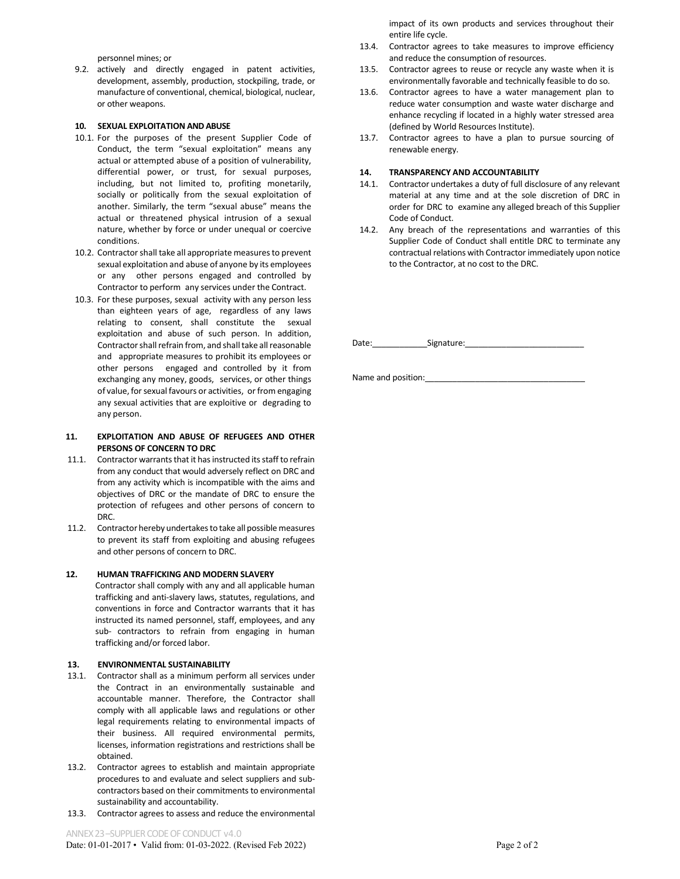personnel mines; or

9.2. actively and directly engaged in patent activities, development, assembly, production, stockpiling, trade, or manufacture of conventional, chemical, biological, nuclear, or other weapons.

**10. SEXUAL EXPLOITATION AND ABUSE**

10.1. For the purposes of the present Supplier Code of Conduct, the term "sexual exploitation" means any actual or attempted abuse of a position of vulnerability, differential power, or trust, for sexual purposes, including, but not limited to, profiting monetarily, socially or politically from the sexual exploitation of another. Similarly, the term "sexual abuse" means the actual or threatened physical intrusion of a sexual nature, whether by force or under unequal or coercive conditions.

10.2. Contractor shall take all appropriate measures to prevent sexual exploitation and abuse of anyone by its employees or any other persons engaged and controlled by Contractor to perform any services under the Contract.

10.3. For these purposes, sexual activity with any person less than eighteen years of age, regardless of any laws relating to consent, shall constitute the sexual exploitation and abuse of such person. In addition, Contractor shall refrain from, and shall take all reasonable and appropriate measures to prohibit its employees or other persons engaged and controlled by it from exchanging any money, goods, services, or other things of value, for sexual favours or activities, or from engaging any sexual activities that are exploitive or degrading to any person.

**11. EXPLOITATION AND ABUSE OF REFUGEES AND OTHER PERSONS OF CONCERN TO DRC**

11.1. Contractor warrants that it has instructed its staff to refrain from any conduct that would adversely reflect on DRC and from any activity which is incompatible with the aims and objectives of DRC or the mandate of DRC to ensure the protection of refugees and other persons of concern to DRC.

11.2. Contractor hereby undertakes to take all possible measures to prevent its staff from exploiting and abusing refugees and other persons of concern to DRC.

**12. HUMAN TRAFFICKING AND MODERN SLAVERY**

Contractor shall comply with any and all applicable human trafficking and anti-slavery laws, statutes, regulations, and conventions in force and Contractor warrants that it has instructed its named personnel, staff, employees, and any sub- contractors to refrain from engaging in human trafficking and/or forced labor.

**13. ENVIRONMENTAL SUSTAINABILITY**

13.1. Contractor shall as a minimum perform all services under the Contract in an environmentally sustainable and accountable manner. Therefore, the Contractor shall comply with all applicable laws and regulations or other legal requirements relating to environmental impacts of their business. All required environmental permits, licenses, information registrations and restrictions shall be obtained.

13.2. Contractor agrees to establish and maintain appropriate procedures to and evaluate and select suppliers and sub-contractors based on their commitments to environmental sustainability and accountability.

13.3. Contractor agrees to assess and reduce the environmental impact of its own products and services throughout their entire life cycle.

13.4. Contractor agrees to take measures to improve efficiency and reduce the consumption of resources.

13.5. Contractor agrees to reuse or recycle any waste when it is environmentally favorable and technically feasible to do so.

13.6. Contractor agrees to have a water management plan to reduce water consumption and waste water discharge and enhance recycling if located in a highly water stressed area (defined by World Resources Institute).

13.7. Contractor agrees to have a plan to pursue sourcing of renewable energy.

**14. TRANSPARENCY AND ACCOUNTABILITY**

14.1. Contractor undertakes a duty of full disclosure of any relevant material at any time and at the sole discretion of DRC in order for DRC to examine any alleged breach of this Supplier Code of Conduct.

14.2. Any breach of the representations and warranties of this Supplier Code of Conduct shall entitle DRC to terminate any contractual relations with Contractor immediately upon notice to the Contractor, at no cost to the DRC.

Date:____________ Signature:__________________________

Name and position:___________________________________

ANNEX 23 – SUPPLIER CODE OF CONDUCT v4.0
Date: 01-01-2017 • Valid from: 01-03-2022. (Revised Feb 2022)